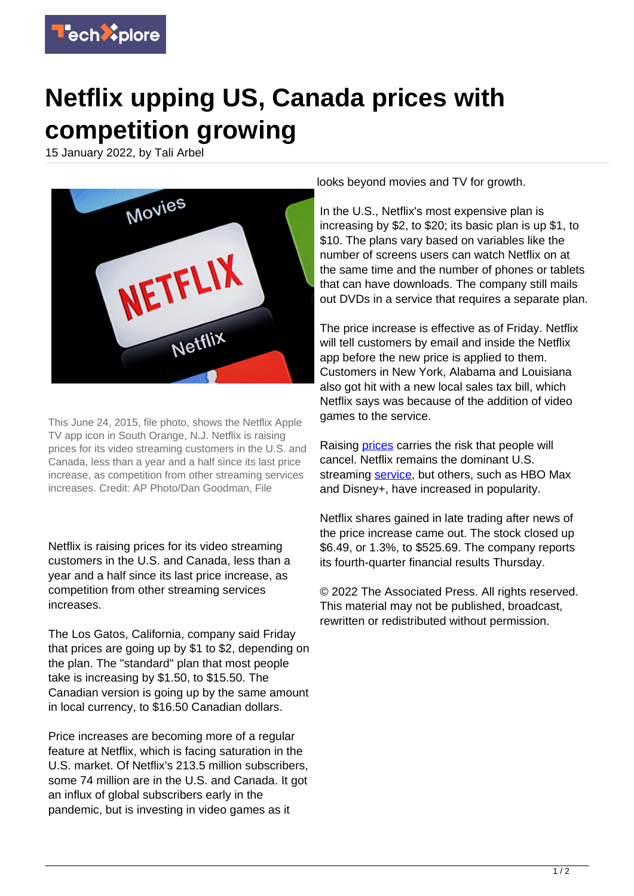# Netflix upping US, Canada prices with competition growing

15 January 2022, by Tali Arbel

This June 24, 2015, file photo, shows the Netflix Apple TV app icon in South Orange, N.J. Netflix is raising prices for its video streaming customers in the U.S. and Canada, less than a year and a half since its last price increase, as competition from other streaming services increases. Credit: AP Photo/Dan Goodman, File

Netflix is raising prices for its video streaming customers in the U.S. and Canada, less than a year and a half since its last price increase, as competition from other streaming services increases.

The Los Gatos, California, company said Friday that prices are going up by $1 to $2, depending on the plan. The "standard" plan that most people take is increasing by $1.50, to $15.50. The Canadian version is going up by the same amount in local currency, to $16.50 Canadian dollars.

Price increases are becoming more of a regular feature at Netflix, which is facing saturation in the U.S. market. Of Netflix's 213.5 million subscribers, some 74 million are in the U.S. and Canada. It got an influx of global subscribers early in the pandemic, but is investing in video games as it looks beyond movies and TV for growth.

In the U.S., Netflix's most expensive plan is increasing by $2, to $20; its basic plan is up $1, to $10. The plans vary based on variables like the number of screens users can watch Netflix on at the same time and the number of phones or tablets that can have downloads. The company still mails out DVDs in a service that requires a separate plan.

The price increase is effective as of Friday. Netflix will tell customers by email and inside the Netflix app before the new price is applied to them. Customers in New York, Alabama and Louisiana also got hit with a new local sales tax bill, which Netflix says was because of the addition of video games to the service.

Raising prices carries the risk that people will cancel. Netflix remains the dominant U.S. streaming service, but others, such as HBO Max and Disney+, have increased in popularity.

Netflix shares gained in late trading after news of the price increase came out. The stock closed up $6.49, or 1.3%, to $525.69. The company reports its fourth-quarter financial results Thursday.

© 2022 The Associated Press. All rights reserved. This material may not be published, broadcast, rewritten or redistributed without permission.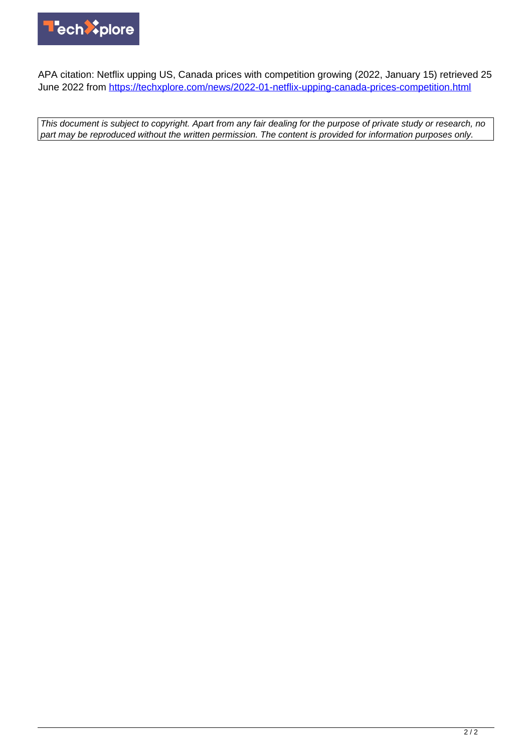APA citation: Netflix upping US, Canada prices with competition growing (2022, January 15) retrieved 25 June 2022 from https://techxplore.com/news/2022-01-netflix-upping-canada-prices-competition.html

*This document is subject to copyright. Apart from any fair dealing for the purpose of private study or research, no part may be reproduced without the written permission. The content is provided for information purposes only.*